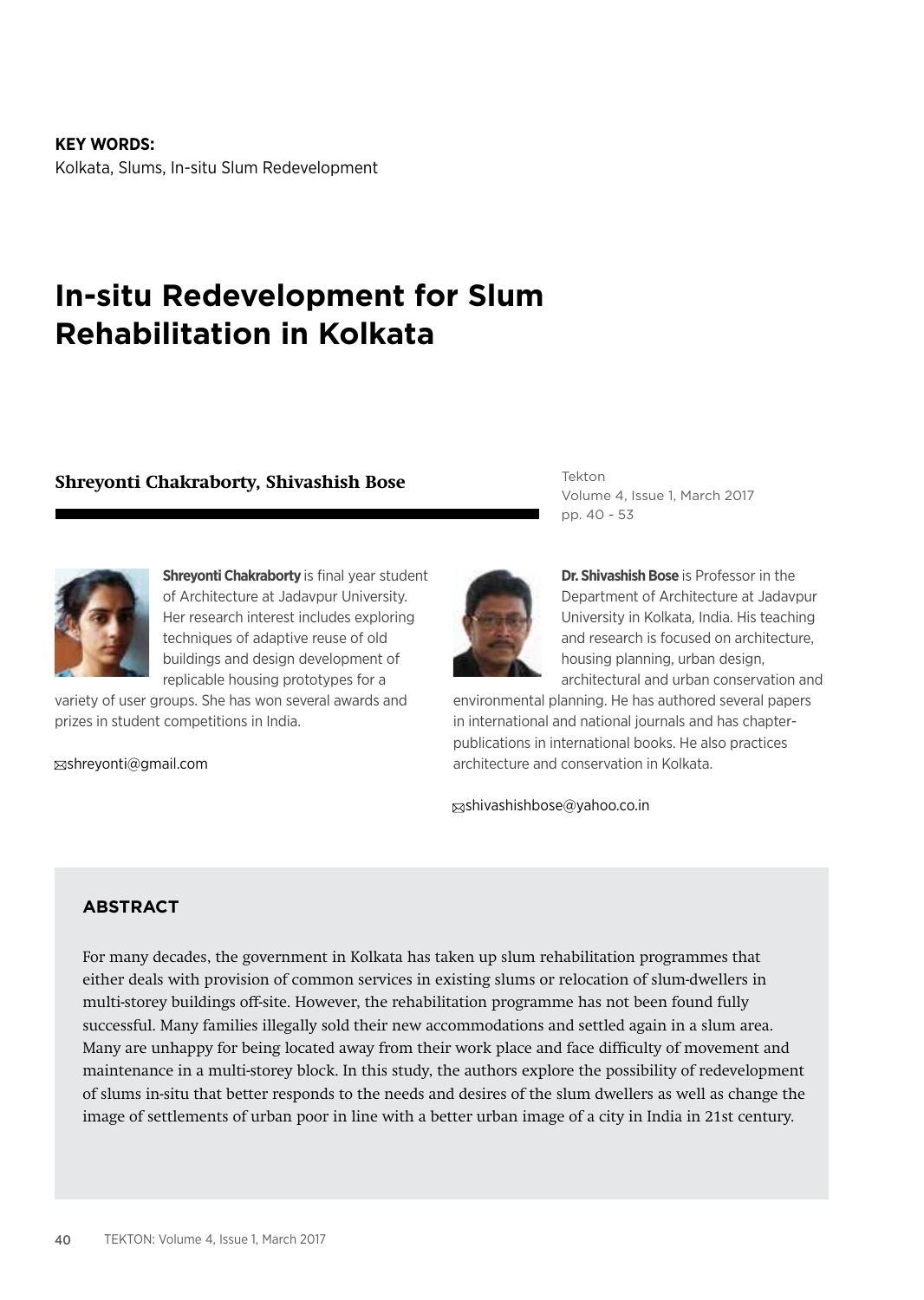**KEY WORDS:**
Kolkata, Slums, In-situ Slum Redevelopment

# In-situ Redevelopment for Slum Rehabilitation in Kolkata

**Shreyonti Chakraborty, Shivashish Bose**

Tekton
Volume 4, Issue 1, March 2017
pp. 40 - 53

**Shreyonti Chakraborty** is final year student of Architecture at Jadavpur University. Her research interest includes exploring techniques of adaptive reuse of old buildings and design development of replicable housing prototypes for a variety of user groups. She has won several awards and prizes in student competitions in India.

shreyonti@gmail.com

**Dr. Shivashish Bose** is Professor in the Department of Architecture at Jadavpur University in Kolkata, India. His teaching and research is focused on architecture, housing planning, urban design, architectural and urban conservation and environmental planning. He has authored several papers in international and national journals and has chapter-publications in international books. He also practices architecture and conservation in Kolkata.

shivashishbose@yahoo.co.in

## ABSTRACT

For many decades, the government in Kolkata has taken up slum rehabilitation programmes that either deals with provision of common services in existing slums or relocation of slum-dwellers in multi-storey buildings off-site. However, the rehabilitation programme has not been found fully successful. Many families illegally sold their new accommodations and settled again in a slum area. Many are unhappy for being located away from their work place and face difficulty of movement and maintenance in a multi-storey block. In this study, the authors explore the possibility of redevelopment of slums in-situ that better responds to the needs and desires of the slum dwellers as well as change the image of settlements of urban poor in line with a better urban image of a city in India in 21st century.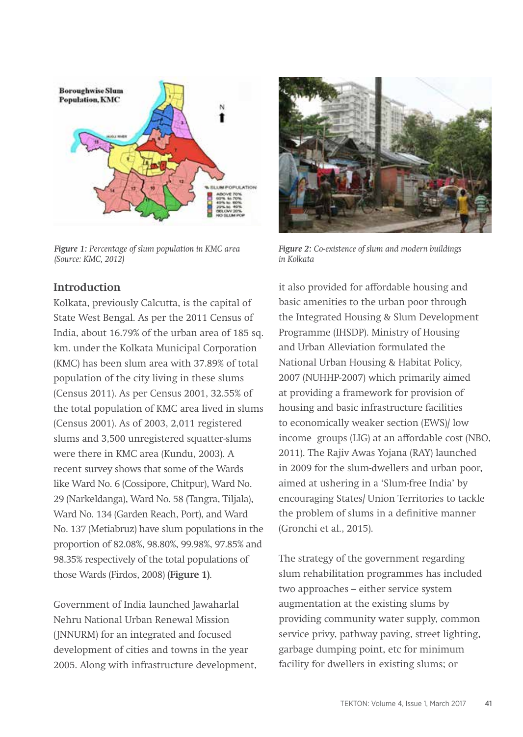*Figure 1: Percentage of slum population in KMC area (Source: KMC, 2012)*

*Figure 2: Co-existence of slum and modern buildings in Kolkata*

## Introduction

Kolkata, previously Calcutta, is the capital of State West Bengal. As per the 2011 Census of India, about 16.79% of the urban area of 185 sq. km. under the Kolkata Municipal Corporation (KMC) has been slum area with 37.89% of total population of the city living in these slums (Census 2011). As per Census 2001, 32.55% of the total population of KMC area lived in slums (Census 2001). As of 2003, 2,011 registered slums and 3,500 unregistered squatter-slums were there in KMC area (Kundu, 2003). A recent survey shows that some of the Wards like Ward No. 6 (Cossipore, Chitpur), Ward No. 29 (Narkeldanga), Ward No. 58 (Tangra, Tiljala), Ward No. 134 (Garden Reach, Port), and Ward No. 137 (Metiabruz) have slum populations in the proportion of 82.08%, 98.80%, 99.98%, 97.85% and 98.35% respectively of the total populations of those Wards (Firdos, 2008) **(Figure 1)**.

Government of India launched Jawaharlal Nehru National Urban Renewal Mission (JNNURM) for an integrated and focused development of cities and towns in the year 2005. Along with infrastructure development, it also provided for affordable housing and basic amenities to the urban poor through the Integrated Housing & Slum Development Programme (IHSDP). Ministry of Housing and Urban Alleviation formulated the National Urban Housing & Habitat Policy, 2007 (NUHHP-2007) which primarily aimed at providing a framework for provision of housing and basic infrastructure facilities to economically weaker section (EWS)/ low income groups (LIG) at an affordable cost (NBO, 2011). The Rajiv Awas Yojana (RAY) launched in 2009 for the slum-dwellers and urban poor, aimed at ushering in a 'Slum-free India' by encouraging States/ Union Territories to tackle the problem of slums in a definitive manner (Gronchi et al., 2015).

The strategy of the government regarding slum rehabilitation programmes has included two approaches – either service system augmentation at the existing slums by providing community water supply, common service privy, pathway paving, street lighting, garbage dumping point, etc for minimum facility for dwellers in existing slums; or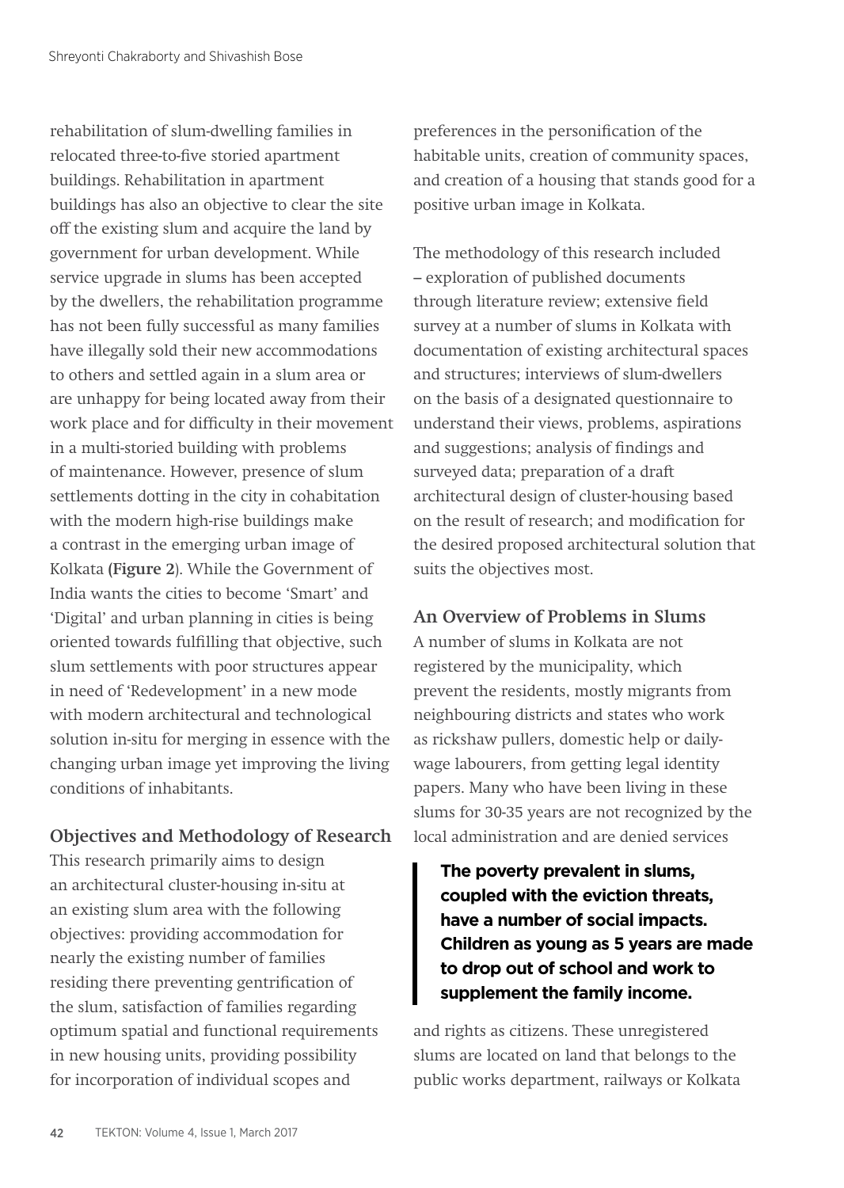rehabilitation of slum-dwelling families in relocated three-to-five storied apartment buildings. Rehabilitation in apartment buildings has also an objective to clear the site off the existing slum and acquire the land by government for urban development. While service upgrade in slums has been accepted by the dwellers, the rehabilitation programme has not been fully successful as many families have illegally sold their new accommodations to others and settled again in a slum area or are unhappy for being located away from their work place and for difficulty in their movement in a multi-storied building with problems of maintenance. However, presence of slum settlements dotting in the city in cohabitation with the modern high-rise buildings make a contrast in the emerging urban image of Kolkata (**Figure 2**). While the Government of India wants the cities to become 'Smart' and 'Digital' and urban planning in cities is being oriented towards fulfilling that objective, such slum settlements with poor structures appear in need of 'Redevelopment' in a new mode with modern architectural and technological solution in-situ for merging in essence with the changing urban image yet improving the living conditions of inhabitants.

## Objectives and Methodology of Research

This research primarily aims to design an architectural cluster-housing in-situ at an existing slum area with the following objectives: providing accommodation for nearly the existing number of families residing there preventing gentrification of the slum, satisfaction of families regarding optimum spatial and functional requirements in new housing units, providing possibility for incorporation of individual scopes and preferences in the personification of the habitable units, creation of community spaces, and creation of a housing that stands good for a positive urban image in Kolkata.

The methodology of this research included – exploration of published documents through literature review; extensive field survey at a number of slums in Kolkata with documentation of existing architectural spaces and structures; interviews of slum-dwellers on the basis of a designated questionnaire to understand their views, problems, aspirations and suggestions; analysis of findings and surveyed data; preparation of a draft architectural design of cluster-housing based on the result of research; and modification for the desired proposed architectural solution that suits the objectives most.

## An Overview of Problems in Slums

A number of slums in Kolkata are not registered by the municipality, which prevent the residents, mostly migrants from neighbouring districts and states who work as rickshaw pullers, domestic help or daily-wage labourers, from getting legal identity papers. Many who have been living in these slums for 30-35 years are not recognized by the local administration and are denied services and rights as citizens. These unregistered slums are located on land that belongs to the public works department, railways or Kolkata

> **The poverty prevalent in slums, coupled with the eviction threats, have a number of social impacts. Children as young as 5 years are made to drop out of school and work to supplement the family income.**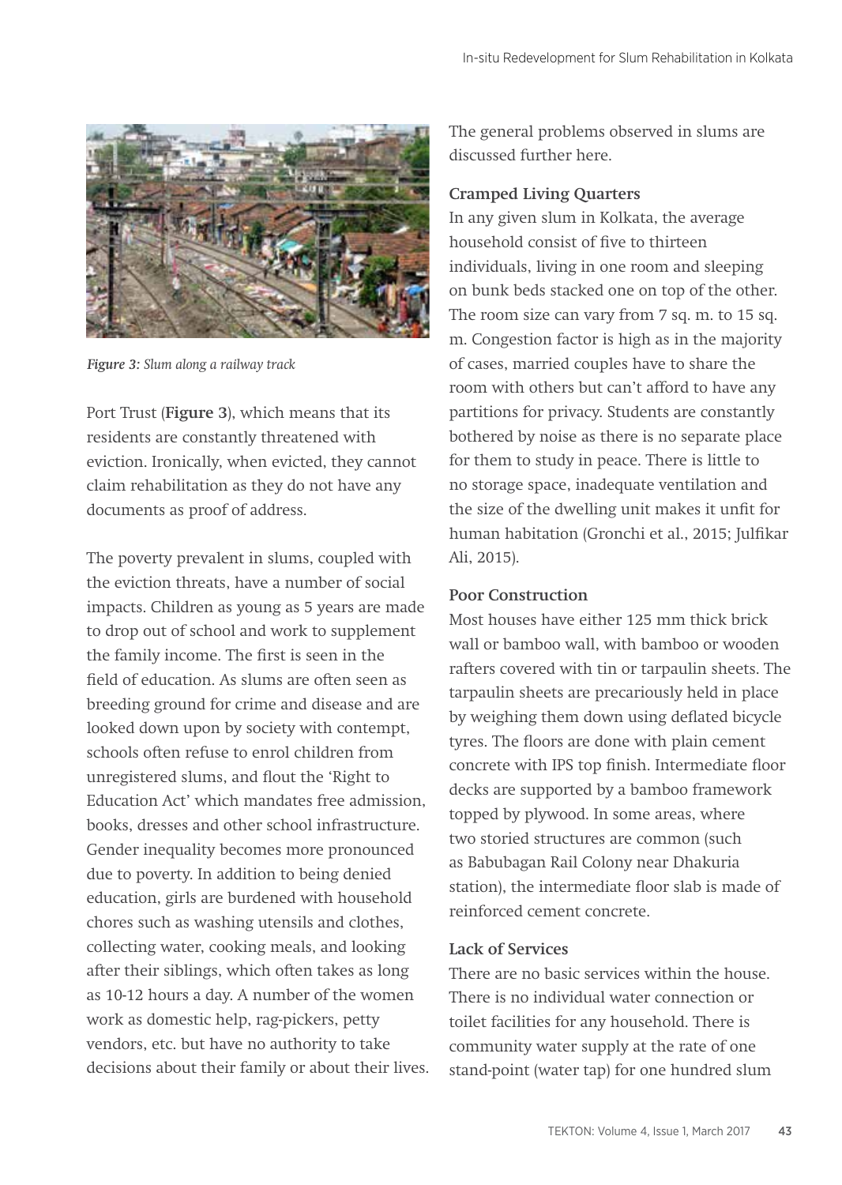*Figure 3: Slum along a railway track*

Port Trust (**Figure 3**), which means that its residents are constantly threatened with eviction. Ironically, when evicted, they cannot claim rehabilitation as they do not have any documents as proof of address.

The poverty prevalent in slums, coupled with the eviction threats, have a number of social impacts. Children as young as 5 years are made to drop out of school and work to supplement the family income. The first is seen in the field of education. As slums are often seen as breeding ground for crime and disease and are looked down upon by society with contempt, schools often refuse to enrol children from unregistered slums, and flout the 'Right to Education Act' which mandates free admission, books, dresses and other school infrastructure. Gender inequality becomes more pronounced due to poverty. In addition to being denied education, girls are burdened with household chores such as washing utensils and clothes, collecting water, cooking meals, and looking after their siblings, which often takes as long as 10-12 hours a day. A number of the women work as domestic help, rag-pickers, petty vendors, etc. but have no authority to take decisions about their family or about their lives.

The general problems observed in slums are discussed further here.

**Cramped Living Quarters**

In any given slum in Kolkata, the average household consist of five to thirteen individuals, living in one room and sleeping on bunk beds stacked one on top of the other. The room size can vary from 7 sq. m. to 15 sq. m. Congestion factor is high as in the majority of cases, married couples have to share the room with others but can't afford to have any partitions for privacy. Students are constantly bothered by noise as there is no separate place for them to study in peace. There is little to no storage space, inadequate ventilation and the size of the dwelling unit makes it unfit for human habitation (Gronchi et al., 2015; Julfikar Ali, 2015).

**Poor Construction**

Most houses have either 125 mm thick brick wall or bamboo wall, with bamboo or wooden rafters covered with tin or tarpaulin sheets. The tarpaulin sheets are precariously held in place by weighing them down using deflated bicycle tyres. The floors are done with plain cement concrete with IPS top finish. Intermediate floor decks are supported by a bamboo framework topped by plywood. In some areas, where two storied structures are common (such as Babubagan Rail Colony near Dhakuria station), the intermediate floor slab is made of reinforced cement concrete.

**Lack of Services**

There are no basic services within the house. There is no individual water connection or toilet facilities for any household. There is community water supply at the rate of one stand-point (water tap) for one hundred slum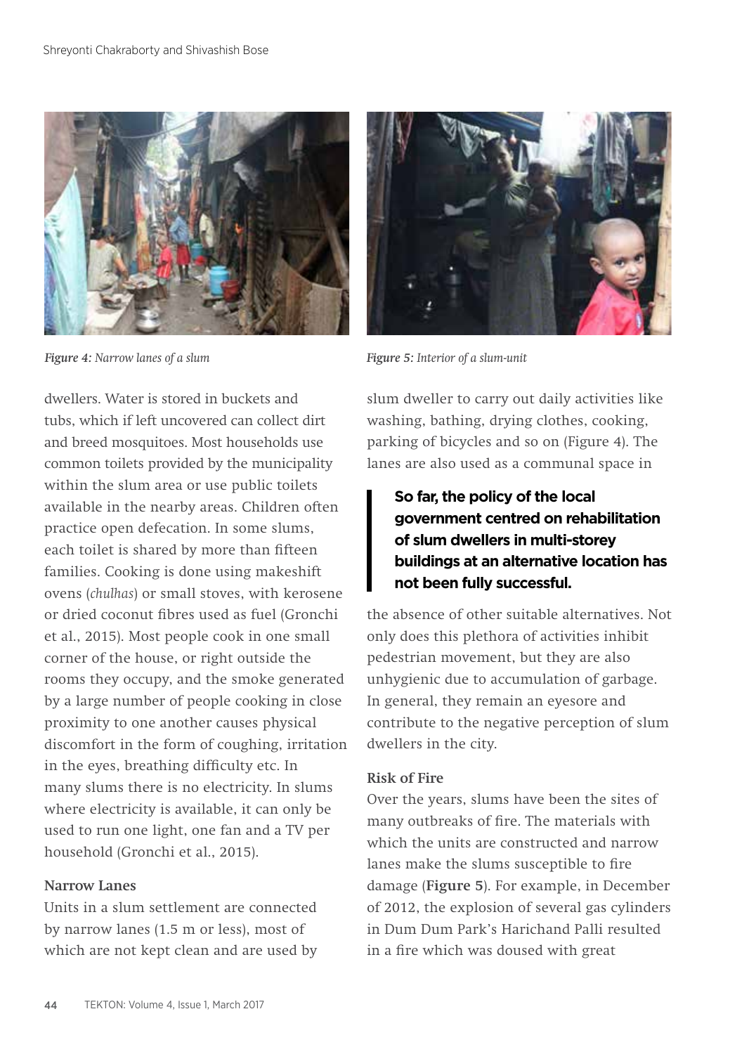*Figure 4:* Narrow lanes of a slum

*Figure 5:* Interior of a slum-unit

dwellers. Water is stored in buckets and tubs, which if left uncovered can collect dirt and breed mosquitoes. Most households use common toilets provided by the municipality within the slum area or use public toilets available in the nearby areas. Children often practice open defecation. In some slums, each toilet is shared by more than fifteen families. Cooking is done using makeshift ovens (*chulhas*) or small stoves, with kerosene or dried coconut fibres used as fuel (Gronchi et al., 2015). Most people cook in one small corner of the house, or right outside the rooms they occupy, and the smoke generated by a large number of people cooking in close proximity to one another causes physical discomfort in the form of coughing, irritation in the eyes, breathing difficulty etc. In many slums there is no electricity. In slums where electricity is available, it can only be used to run one light, one fan and a TV per household (Gronchi et al., 2015).

### Narrow Lanes

Units in a slum settlement are connected by narrow lanes (1.5 m or less), most of which are not kept clean and are used by slum dweller to carry out daily activities like washing, bathing, drying clothes, cooking, parking of bicycles and so on (Figure 4). The lanes are also used as a communal space in the absence of other suitable alternatives. Not only does this plethora of activities inhibit pedestrian movement, but they are also unhygienic due to accumulation of garbage. In general, they remain an eyesore and contribute to the negative perception of slum dwellers in the city.

> **So far, the policy of the local government centred on rehabilitation of slum dwellers in multi-storey buildings at an alternative location has not been fully successful.**

### Risk of Fire

Over the years, slums have been the sites of many outbreaks of fire. The materials with which the units are constructed and narrow lanes make the slums susceptible to fire damage (**Figure 5**). For example, in December of 2012, the explosion of several gas cylinders in Dum Dum Park's Harichand Palli resulted in a fire which was doused with great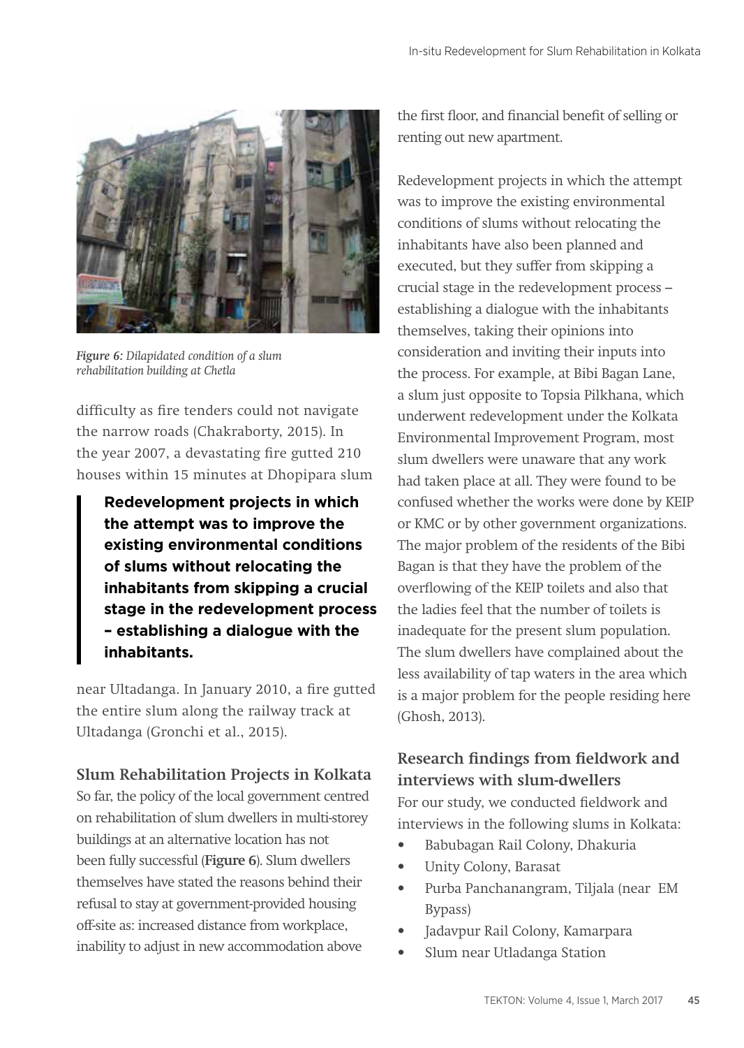*Figure 6: Dilapidated condition of a slum rehabilitation building at Chetla*

difficulty as fire tenders could not navigate the narrow roads (Chakraborty, 2015). In the year 2007, a devastating fire gutted 210 houses within 15 minutes at Dhopipara slum near Ultadanga. In January 2010, a fire gutted the entire slum along the railway track at Ultadanga (Gronchi et al., 2015).

> **Redevelopment projects in which the attempt was to improve the existing environmental conditions of slums without relocating the inhabitants from skipping a crucial stage in the redevelopment process – establishing a dialogue with the inhabitants.**

### Slum Rehabilitation Projects in Kolkata

So far, the policy of the local government centred on rehabilitation of slum dwellers in multi-storey buildings at an alternative location has not been fully successful (**Figure 6**). Slum dwellers themselves have stated the reasons behind their refusal to stay at government-provided housing off-site as: increased distance from workplace, inability to adjust in new accommodation above the first floor, and financial benefit of selling or renting out new apartment.

Redevelopment projects in which the attempt was to improve the existing environmental conditions of slums without relocating the inhabitants have also been planned and executed, but they suffer from skipping a crucial stage in the redevelopment process – establishing a dialogue with the inhabitants themselves, taking their opinions into consideration and inviting their inputs into the process. For example, at Bibi Bagan Lane, a slum just opposite to Topsia Pilkhana, which underwent redevelopment under the Kolkata Environmental Improvement Program, most slum dwellers were unaware that any work had taken place at all. They were found to be confused whether the works were done by KEIP or KMC or by other government organizations. The major problem of the residents of the Bibi Bagan is that they have the problem of the overflowing of the KEIP toilets and also that the ladies feel that the number of toilets is inadequate for the present slum population. The slum dwellers have complained about the less availability of tap waters in the area which is a major problem for the people residing here (Ghosh, 2013).

### Research findings from fieldwork and interviews with slum-dwellers

For our study, we conducted fieldwork and interviews in the following slums in Kolkata:

- Babubagan Rail Colony, Dhakuria
- Unity Colony, Barasat
- Purba Panchanangram, Tiljala (near EM Bypass)
- Jadavpur Rail Colony, Kamarpara
- Slum near Utladanga Station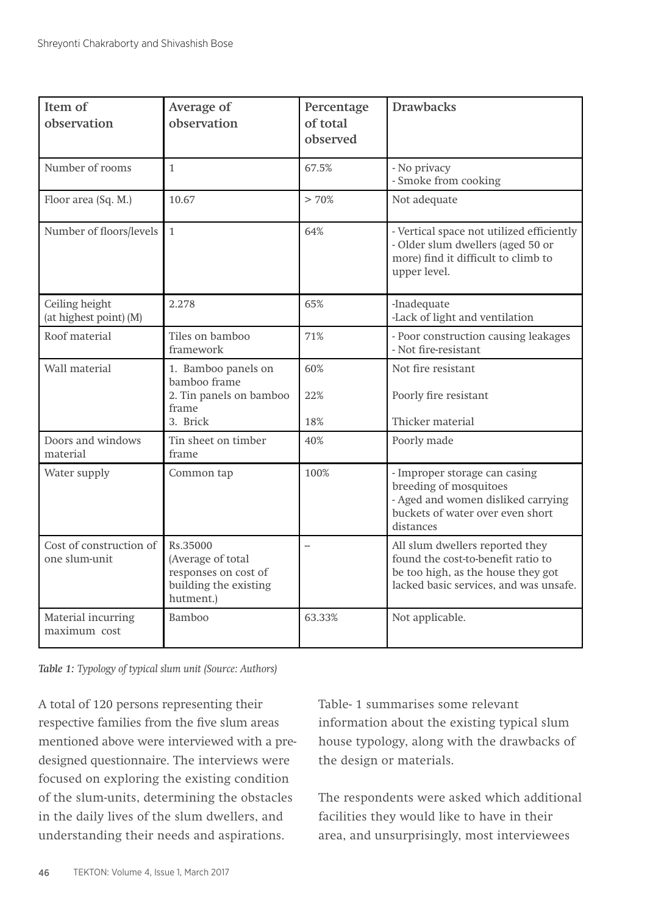| Item of observation | Average of observation | Percentage of total observed | Drawbacks |
|---|---|---|---|
| Number of rooms | 1 | 67.5% | - No privacy<br>- Smoke from cooking |
| Floor area (Sq. M.) | 10.67 | > 70% | Not adequate |
| Number of floors/levels | 1 | 64% | - Vertical space not utilized efficiently<br>- Older slum dwellers (aged 50 or more) find it difficult to climb to upper level. |
| Ceiling height (at highest point) (M) | 2.278 | 65% | -Inadequate<br>-Lack of light and ventilation |
| Roof material | Tiles on bamboo framework | 71% | - Poor construction causing leakages<br>- Not fire-resistant |
| Wall material | 1. Bamboo panels on bamboo frame<br>2. Tin panels on bamboo frame<br>3. Brick | 60%<br>22%<br>18% | Not fire resistant<br>Poorly fire resistant<br>Thicker material |
| Doors and windows material | Tin sheet on timber frame | 40% | Poorly made |
| Water supply | Common tap | 100% | - Improper storage can casing breeding of mosquitoes<br>- Aged and women disliked carrying buckets of water over even short distances |
| Cost of construction of one slum-unit | Rs.35000 (Average of total responses on cost of building the existing hutment.) | – | All slum dwellers reported they found the cost-to-benefit ratio to be too high, as the house they got lacked basic services, and was unsafe. |
| Material incurring maximum cost | Bamboo | 63.33% | Not applicable. |

***Table 1:*** *Typology of typical slum unit (Source: Authors)*

A total of 120 persons representing their respective families from the five slum areas mentioned above were interviewed with a pre-designed questionnaire. The interviews were focused on exploring the existing condition of the slum-units, determining the obstacles in the daily lives of the slum dwellers, and understanding their needs and aspirations.

Table- 1 summarises some relevant information about the existing typical slum house typology, along with the drawbacks of the design or materials.

The respondents were asked which additional facilities they would like to have in their area, and unsurprisingly, most interviewees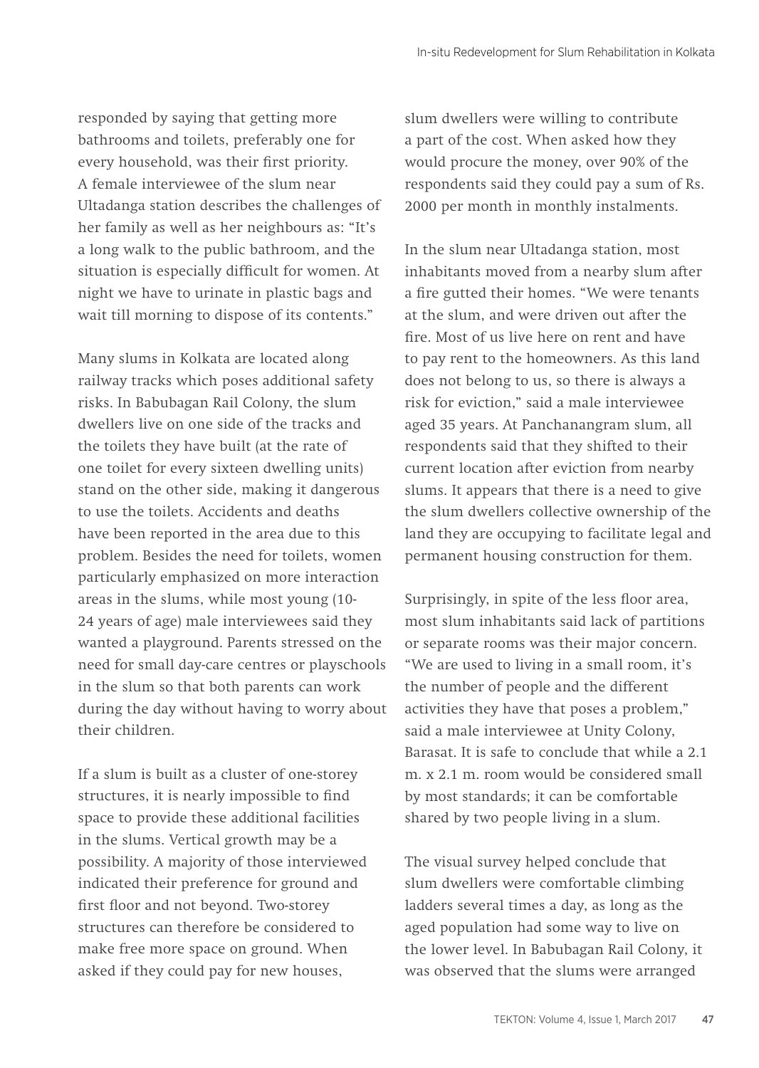responded by saying that getting more bathrooms and toilets, preferably one for every household, was their first priority. A female interviewee of the slum near Ultadanga station describes the challenges of her family as well as her neighbours as: "It's a long walk to the public bathroom, and the situation is especially difficult for women. At night we have to urinate in plastic bags and wait till morning to dispose of its contents."

Many slums in Kolkata are located along railway tracks which poses additional safety risks. In Babubagan Rail Colony, the slum dwellers live on one side of the tracks and the toilets they have built (at the rate of one toilet for every sixteen dwelling units) stand on the other side, making it dangerous to use the toilets. Accidents and deaths have been reported in the area due to this problem. Besides the need for toilets, women particularly emphasized on more interaction areas in the slums, while most young (10-24 years of age) male interviewees said they wanted a playground. Parents stressed on the need for small day-care centres or playschools in the slum so that both parents can work during the day without having to worry about their children.

If a slum is built as a cluster of one-storey structures, it is nearly impossible to find space to provide these additional facilities in the slums. Vertical growth may be a possibility. A majority of those interviewed indicated their preference for ground and first floor and not beyond. Two-storey structures can therefore be considered to make free more space on ground. When asked if they could pay for new houses, slum dwellers were willing to contribute a part of the cost. When asked how they would procure the money, over 90% of the respondents said they could pay a sum of Rs. 2000 per month in monthly instalments.

In the slum near Ultadanga station, most inhabitants moved from a nearby slum after a fire gutted their homes. "We were tenants at the slum, and were driven out after the fire. Most of us live here on rent and have to pay rent to the homeowners. As this land does not belong to us, so there is always a risk for eviction," said a male interviewee aged 35 years. At Panchanangram slum, all respondents said that they shifted to their current location after eviction from nearby slums. It appears that there is a need to give the slum dwellers collective ownership of the land they are occupying to facilitate legal and permanent housing construction for them.

Surprisingly, in spite of the less floor area, most slum inhabitants said lack of partitions or separate rooms was their major concern. "We are used to living in a small room, it's the number of people and the different activities they have that poses a problem," said a male interviewee at Unity Colony, Barasat. It is safe to conclude that while a 2.1 m. x 2.1 m. room would be considered small by most standards; it can be comfortable shared by two people living in a slum.

The visual survey helped conclude that slum dwellers were comfortable climbing ladders several times a day, as long as the aged population had some way to live on the lower level. In Babubagan Rail Colony, it was observed that the slums were arranged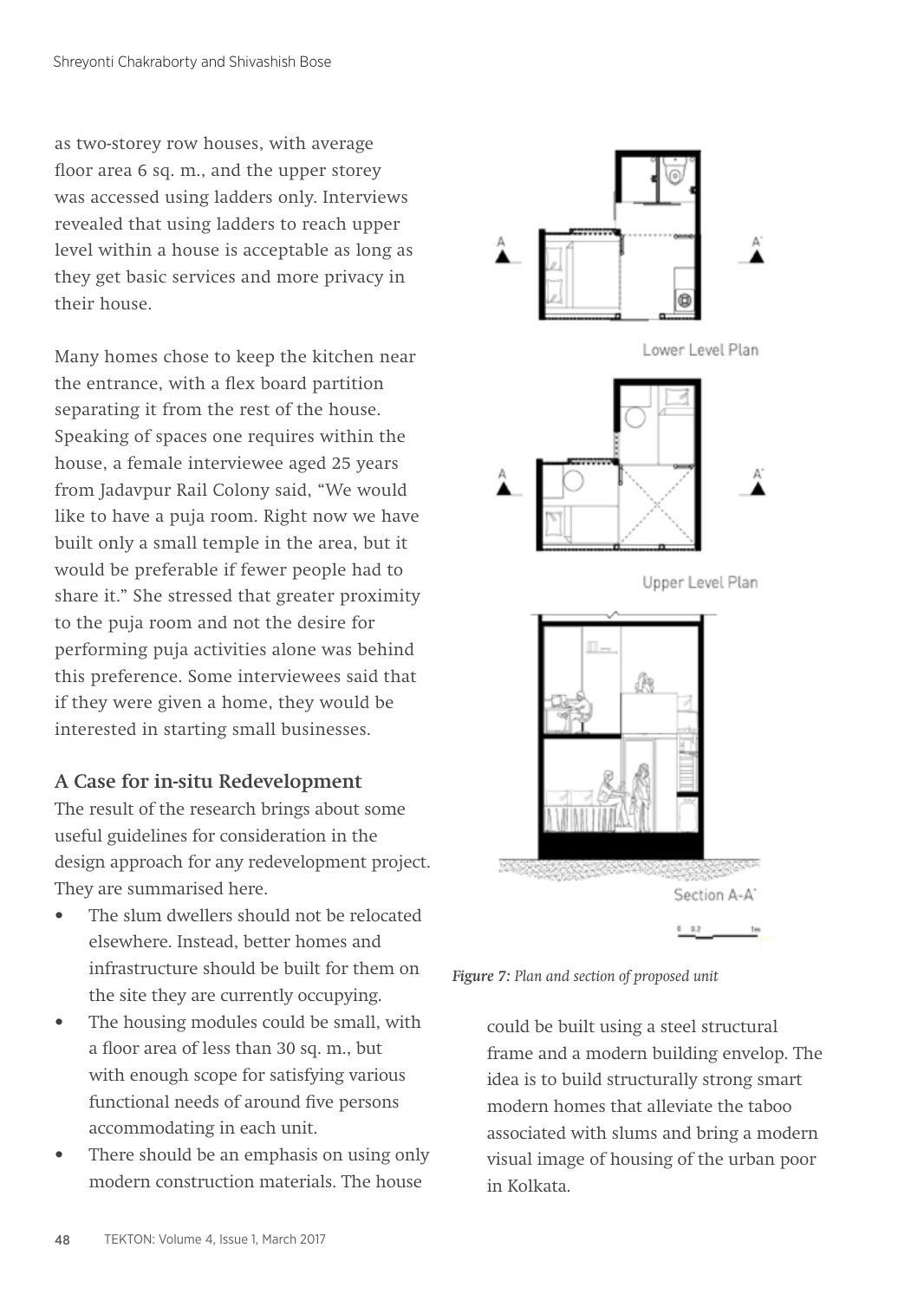as two-storey row houses, with average floor area 6 sq. m., and the upper storey was accessed using ladders only. Interviews revealed that using ladders to reach upper level within a house is acceptable as long as they get basic services and more privacy in their house.

Many homes chose to keep the kitchen near the entrance, with a flex board partition separating it from the rest of the house. Speaking of spaces one requires within the house, a female interviewee aged 25 years from Jadavpur Rail Colony said, “We would like to have a puja room. Right now we have built only a small temple in the area, but it would be preferable if fewer people had to share it.” She stressed that greater proximity to the puja room and not the desire for performing puja activities alone was behind this preference. Some interviewees said that if they were given a home, they would be interested in starting small businesses.

### A Case for in-situ Redevelopment

The result of the research brings about some useful guidelines for consideration in the design approach for any redevelopment project. They are summarised here.

- The slum dwellers should not be relocated elsewhere. Instead, better homes and infrastructure should be built for them on the site they are currently occupying.
- The housing modules could be small, with a floor area of less than 30 sq. m., but with enough scope for satisfying various functional needs of around five persons accommodating in each unit.
- There should be an emphasis on using only modern construction materials. The house could be built using a steel structural frame and a modern building envelop. The idea is to build structurally strong smart modern homes that alleviate the taboo associated with slums and bring a modern visual image of housing of the urban poor in Kolkata.

*Figure 7: Plan and section of proposed unit*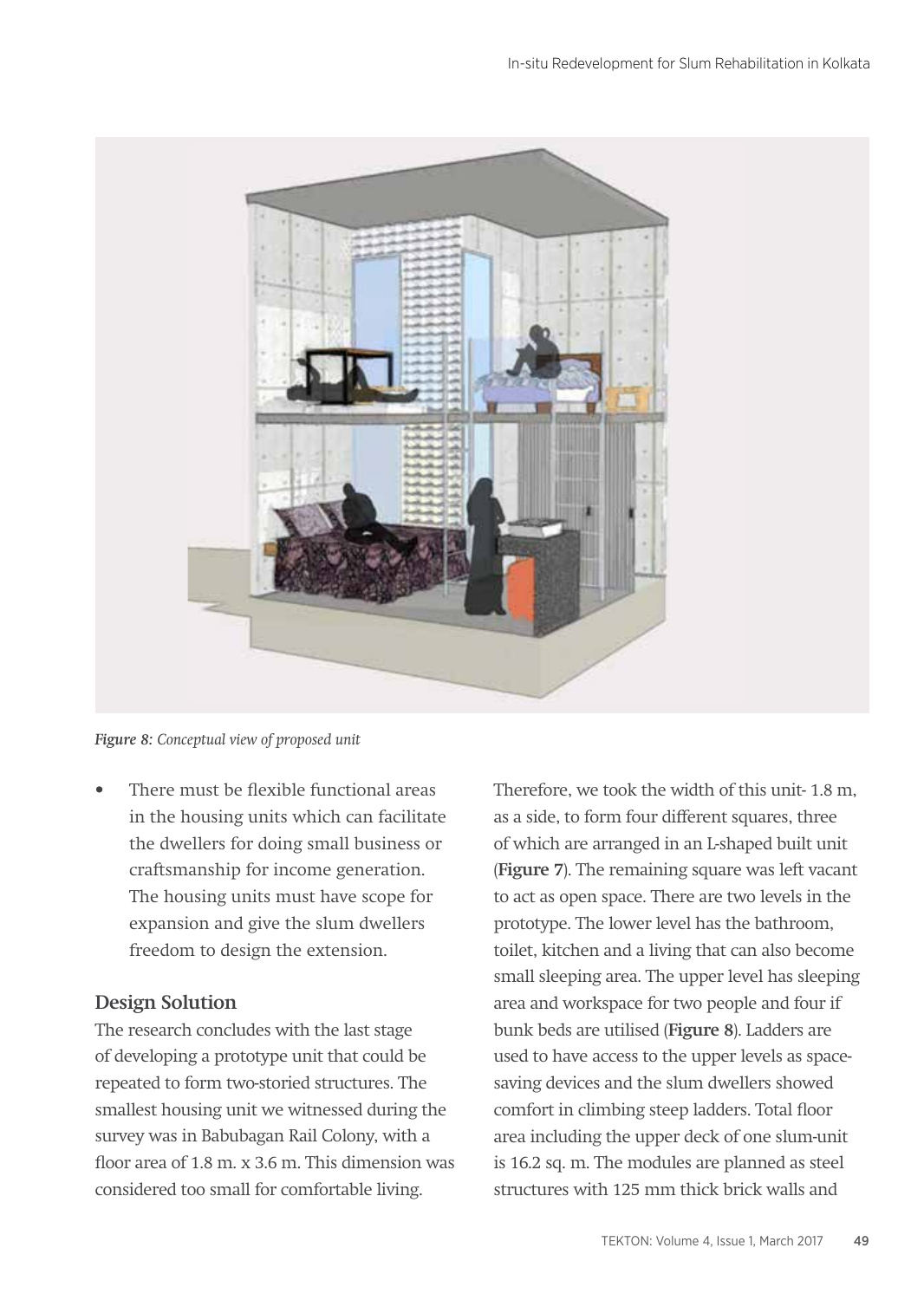*Figure 8: Conceptual view of proposed unit*

- There must be flexible functional areas in the housing units which can facilitate the dwellers for doing small business or craftsmanship for income generation. The housing units must have scope for expansion and give the slum dwellers freedom to design the extension.

### Design Solution

The research concludes with the last stage of developing a prototype unit that could be repeated to form two-storied structures. The smallest housing unit we witnessed during the survey was in Babubagan Rail Colony, with a floor area of 1.8 m. x 3.6 m. This dimension was considered too small for comfortable living.

Therefore, we took the width of this unit- 1.8 m, as a side, to form four different squares, three of which are arranged in an L-shaped built unit (**Figure 7**). The remaining square was left vacant to act as open space. There are two levels in the prototype. The lower level has the bathroom, toilet, kitchen and a living that can also become small sleeping area. The upper level has sleeping area and workspace for two people and four if bunk beds are utilised (**Figure 8**). Ladders are used to have access to the upper levels as space-saving devices and the slum dwellers showed comfort in climbing steep ladders. Total floor area including the upper deck of one slum-unit is 16.2 sq. m. The modules are planned as steel structures with 125 mm thick brick walls and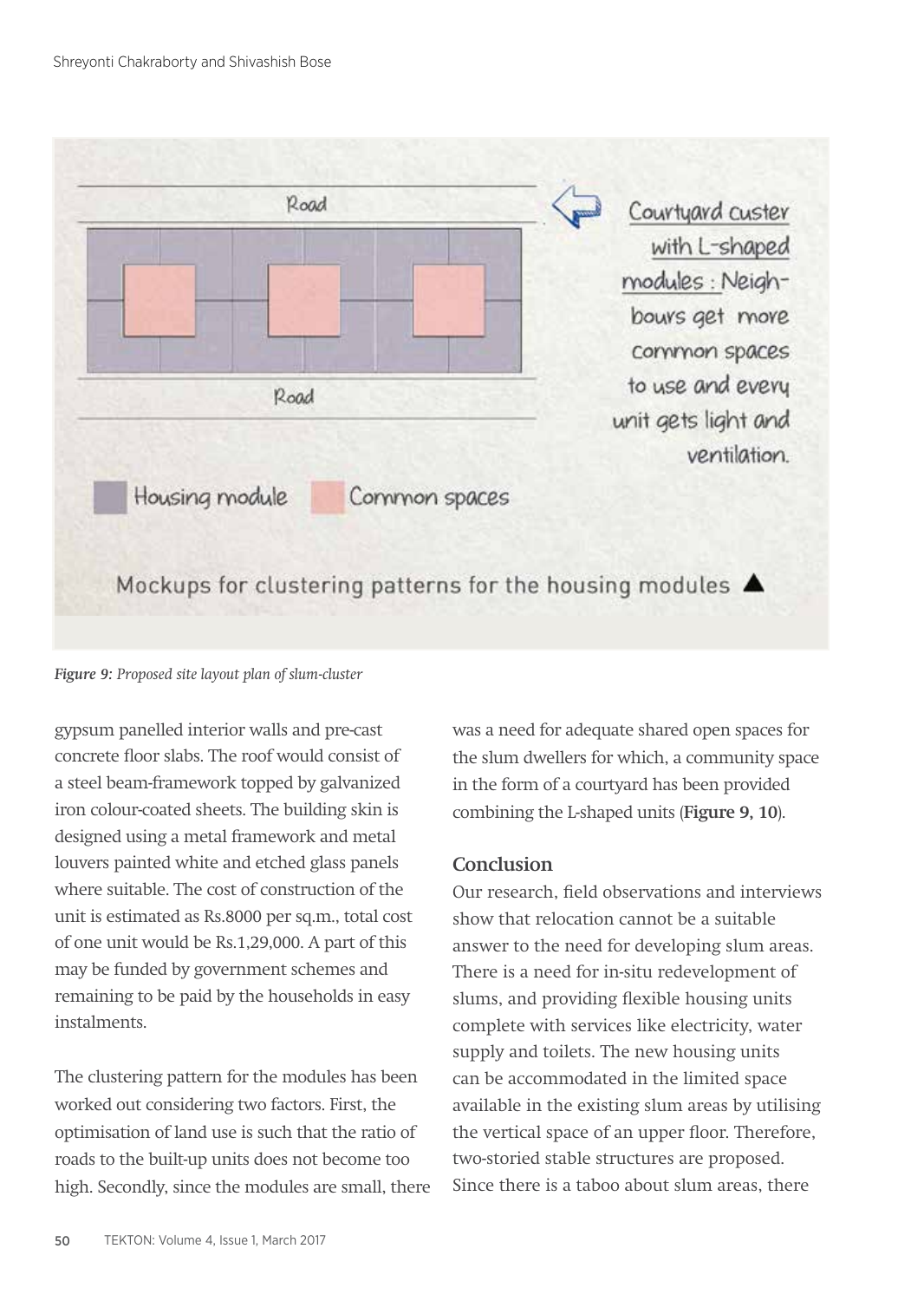Road

Road

Courtyard custer with L-shaped modules : Neighbours get more common spaces to use and every unit gets light and ventilation.

Housing module    Common spaces

Mockups for clustering patterns for the housing modules ▲

*Figure 9: Proposed site layout plan of slum-cluster*

gypsum panelled interior walls and pre-cast concrete floor slabs. The roof would consist of a steel beam-framework topped by galvanized iron colour-coated sheets. The building skin is designed using a metal framework and metal louvers painted white and etched glass panels where suitable. The cost of construction of the unit is estimated as Rs.8000 per sq.m., total cost of one unit would be Rs.1,29,000. A part of this may be funded by government schemes and remaining to be paid by the households in easy instalments.

The clustering pattern for the modules has been worked out considering two factors. First, the optimisation of land use is such that the ratio of roads to the built-up units does not become too high. Secondly, since the modules are small, there was a need for adequate shared open spaces for the slum dwellers for which, a community space in the form of a courtyard has been provided combining the L-shaped units (**Figure 9, 10**).

## Conclusion

Our research, field observations and interviews show that relocation cannot be a suitable answer to the need for developing slum areas. There is a need for in-situ redevelopment of slums, and providing flexible housing units complete with services like electricity, water supply and toilets. The new housing units can be accommodated in the limited space available in the existing slum areas by utilising the vertical space of an upper floor. Therefore, two-storied stable structures are proposed. Since there is a taboo about slum areas, there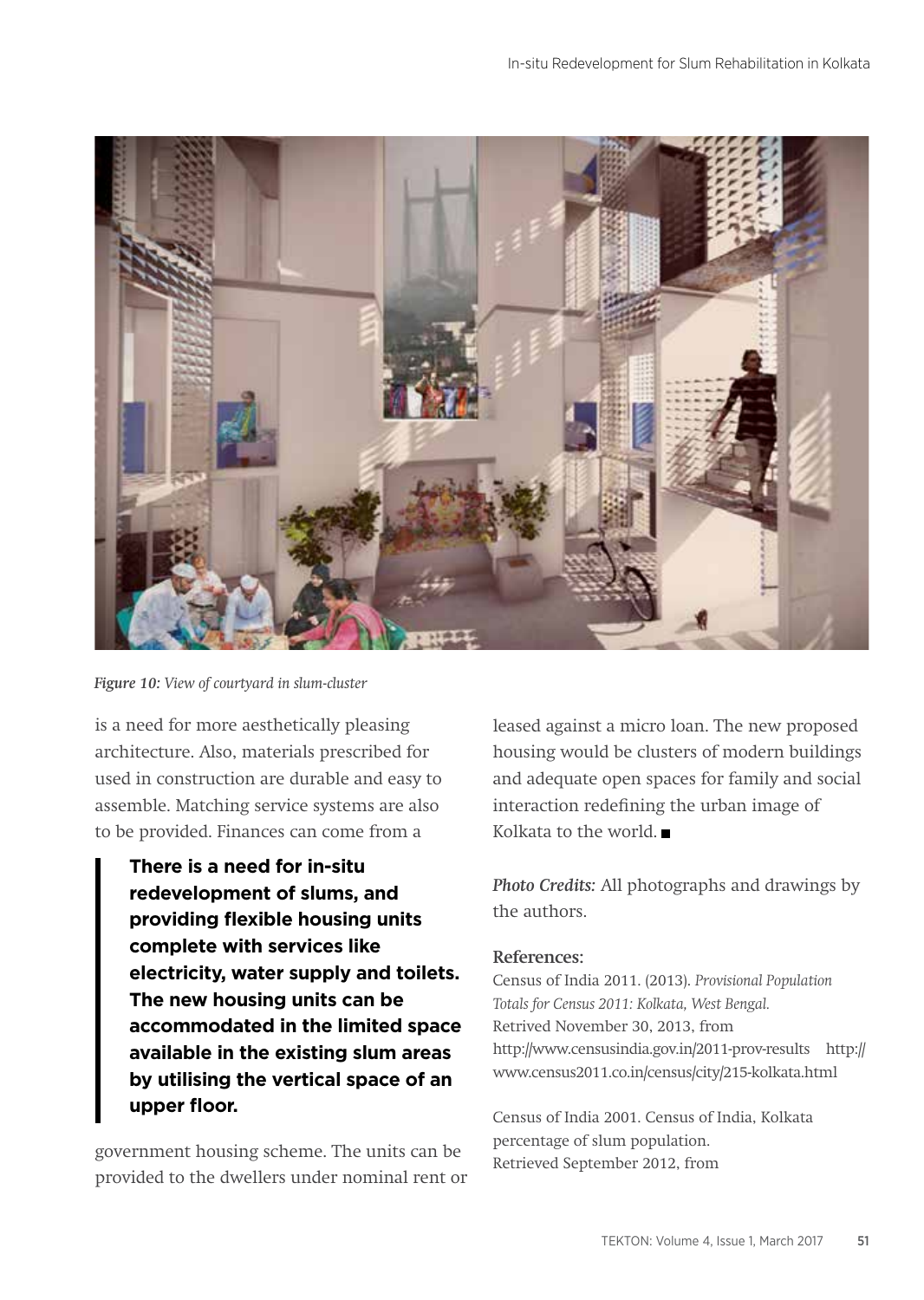*Figure 10: View of courtyard in slum-cluster*

is a need for more aesthetically pleasing architecture. Also, materials prescribed for used in construction are durable and easy to assemble. Matching service systems are also to be provided. Finances can come from a government housing scheme. The units can be provided to the dwellers under nominal rent or leased against a micro loan. The new proposed housing would be clusters of modern buildings and adequate open spaces for family and social interaction redefining the urban image of Kolkata to the world. ■

> **There is a need for in-situ redevelopment of slums, and providing flexible housing units complete with services like electricity, water supply and toilets. The new housing units can be accommodated in the limited space available in the existing slum areas by utilising the vertical space of an upper floor.**

*Photo Credits:* All photographs and drawings by the authors.

**References:**

Census of India 2011. (2013). *Provisional Population Totals for Census 2011: Kolkata, West Bengal.* Retrived November 30, 2013, from http://www.censusindia.gov.in/2011-prov-results http://www.census2011.co.in/census/city/215-kolkata.html

Census of India 2001. Census of India, Kolkata percentage of slum population. Retrieved September 2012, from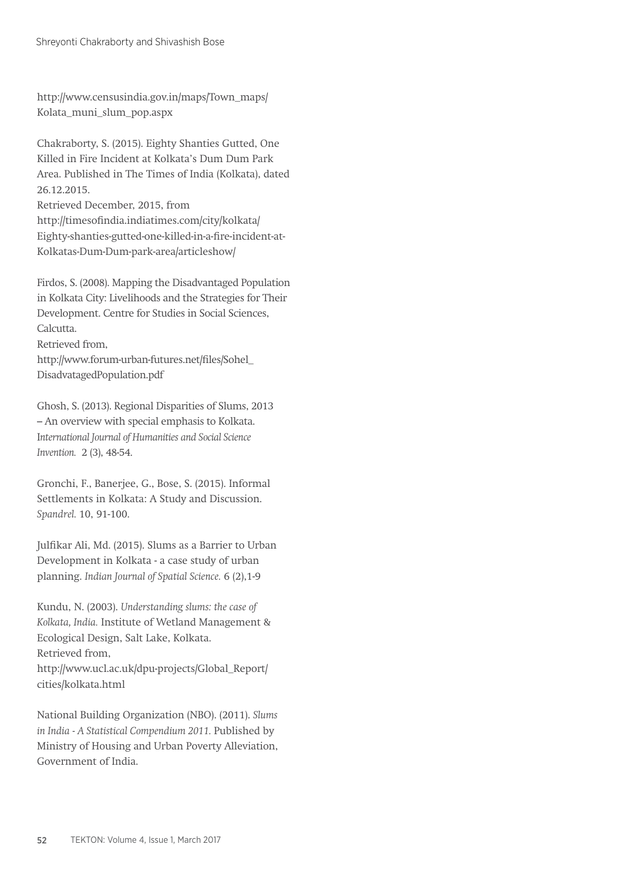http://www.censusindia.gov.in/maps/Town_maps/Kolata_muni_slum_pop.aspx

Chakraborty, S. (2015). Eighty Shanties Gutted, One Killed in Fire Incident at Kolkata's Dum Dum Park Area. Published in The Times of India (Kolkata), dated 26.12.2015.
Retrieved December, 2015, from
http://timesofindia.indiatimes.com/city/kolkata/Eighty-shanties-gutted-one-killed-in-a-fire-incident-at-Kolkatas-Dum-Dum-park-area/articleshow/

Firdos, S. (2008). Mapping the Disadvantaged Population in Kolkata City: Livelihoods and the Strategies for Their Development. Centre for Studies in Social Sciences, Calcutta.
Retrieved from,
http://www.forum-urban-futures.net/files/Sohel_DisadvatagedPopulation.pdf

Ghosh, S. (2013). Regional Disparities of Slums, 2013 – An overview with special emphasis to Kolkata. *International Journal of Humanities and Social Science Invention.* 2 (3), 48-54.

Gronchi, F., Banerjee, G., Bose, S. (2015). Informal Settlements in Kolkata: A Study and Discussion. *Spandrel.* 10, 91-100.

Julfikar Ali, Md. (2015). Slums as a Barrier to Urban Development in Kolkata - a case study of urban planning. *Indian Journal of Spatial Science.* 6 (2),1-9

Kundu, N. (2003). *Understanding slums: the case of Kolkata, India.* Institute of Wetland Management & Ecological Design, Salt Lake, Kolkata.
Retrieved from,
http://www.ucl.ac.uk/dpu-projects/Global_Report/cities/kolkata.html

National Building Organization (NBO). (2011). *Slums in India - A Statistical Compendium 2011.* Published by Ministry of Housing and Urban Poverty Alleviation, Government of India.